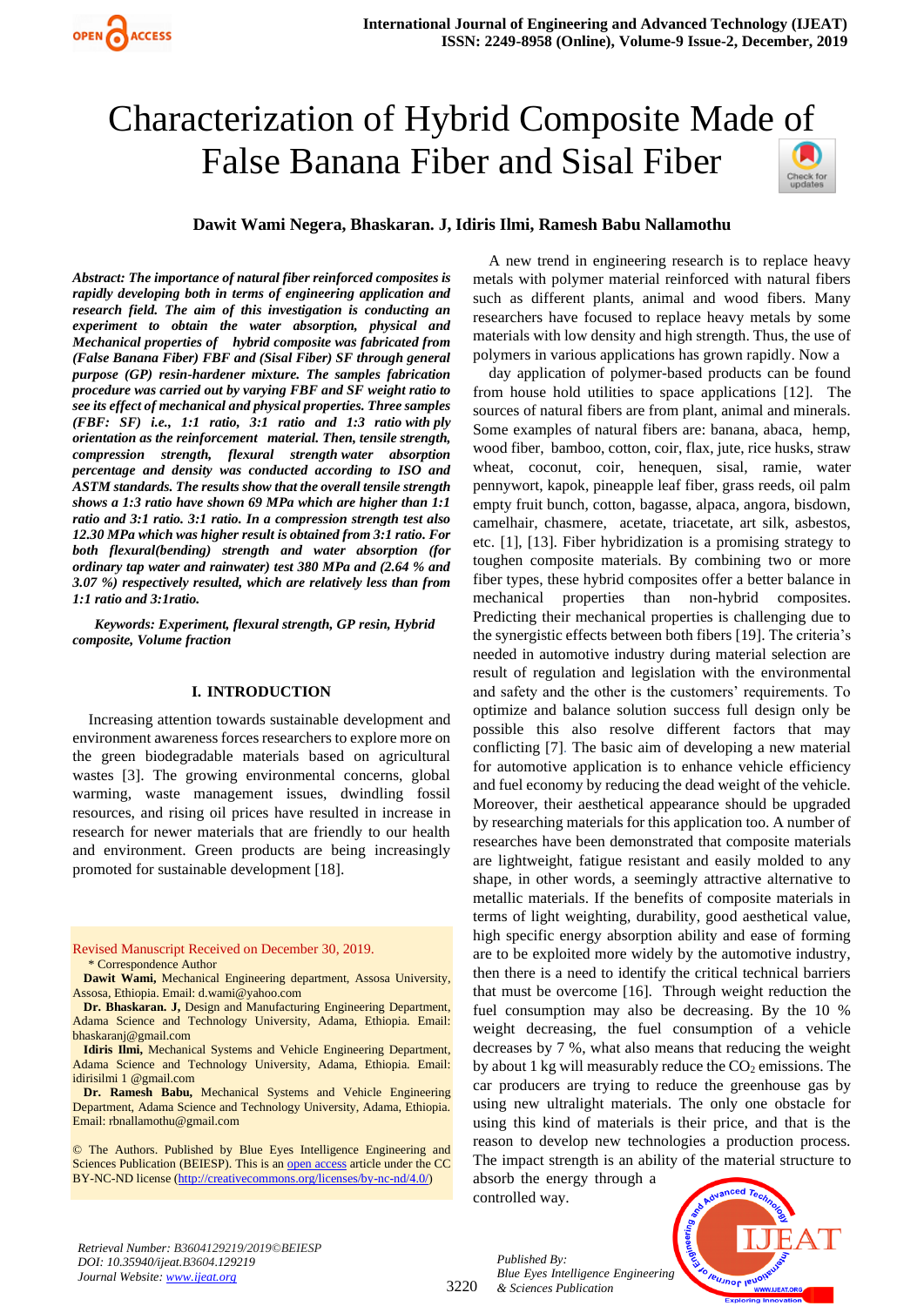# Characterization of Hybrid Composite Made of False Banana Fiber and Sisal Fiber

**Dawit Wami Negera, Bhaskaran. J, Idiris Ilmi, Ramesh Babu Nallamothu**

***Abstract:** The importance of natural fiber reinforced composites is rapidly developing both in terms of engineering application and research field. The aim of this investigation is conducting an experiment to obtain the water absorption, physical and Mechanical properties of hybrid composite was fabricated from (False Banana Fiber) FBF and (Sisal Fiber) SF through general purpose (GP) resin-hardener mixture. The samples fabrication procedure was carried out by varying FBF and SF weight ratio to see its effect of mechanical and physical properties. Three samples (FBF: SF) i.e., 1:1 ratio, 3:1 ratio and 1:3 ratio with ply orientation as the reinforcement material. Then, tensile strength, compression strength, flexural strength water absorption percentage and density was conducted according to ISO and ASTM standards. The results show that the overall tensile strength shows a 1:3 ratio have shown 69 MPa which are higher than 1:1 ratio and 3:1 ratio. 3:1 ratio. In a compression strength test also 12.30 MPa which was higher result is obtained from 3:1 ratio. For both flexural(bending) strength and water absorption (for ordinary tap water and rainwater) test 380 MPa and (2.64 % and 3.07 %) respectively resulted, which are relatively less than from 1:1 ratio and 3:1ratio.*

***Keywords:** Experiment, flexural strength, GP resin, Hybrid composite, Volume fraction*

## I. INTRODUCTION

Increasing attention towards sustainable development and environment awareness forces researchers to explore more on the green biodegradable materials based on agricultural wastes [3]. The growing environmental concerns, global warming, waste management issues, dwindling fossil resources, and rising oil prices have resulted in increase in research for newer materials that are friendly to our health and environment. Green products are being increasingly promoted for sustainable development [18].

A new trend in engineering research is to replace heavy metals with polymer material reinforced with natural fibers such as different plants, animal and wood fibers. Many researchers have focused to replace heavy metals by some materials with low density and high strength. Thus, the use of polymers in various applications has grown rapidly. Now a day application of polymer-based products can be found from house hold utilities to space applications [12]. The sources of natural fibers are from plant, animal and minerals. Some examples of natural fibers are: banana, abaca, hemp, wood fiber, bamboo, cotton, coir, flax, jute, rice husks, straw wheat, coconut, coir, henequen, sisal, ramie, water pennywort, kapok, pineapple leaf fiber, grass reeds, oil palm empty fruit bunch, cotton, bagasse, alpaca, angora, bisdown, camelhair, chasmere, acetate, triacetate, art silk, asbestos, etc. [1], [13]. Fiber hybridization is a promising strategy to toughen composite materials. By combining two or more fiber types, these hybrid composites offer a better balance in mechanical properties than non-hybrid composites. Predicting their mechanical properties is challenging due to the synergistic effects between both fibers [19]. The criteria's needed in automotive industry during material selection are result of regulation and legislation with the environmental and safety and the other is the customers' requirements. To optimize and balance solution success full design only be possible this also resolve different factors that may conflicting [7]. The basic aim of developing a new material for automotive application is to enhance vehicle efficiency and fuel economy by reducing the dead weight of the vehicle. Moreover, their aesthetical appearance should be upgraded by researching materials for this application too. A number of researches have been demonstrated that composite materials are lightweight, fatigue resistant and easily molded to any shape, in other words, a seemingly attractive alternative to metallic materials. If the benefits of composite materials in terms of light weighting, durability, good aesthetical value, high specific energy absorption ability and ease of forming are to be exploited more widely by the automotive industry, then there is a need to identify the critical technical barriers that must be overcome [16]. Through weight reduction the fuel consumption may also be decreasing. By the 10 % weight decreasing, the fuel consumption of a vehicle decreases by 7 %, what also means that reducing the weight by about 1 kg will measurably reduce the $CO_2$ emissions. The car producers are trying to reduce the greenhouse gas by using new ultralight materials. The only one obstacle for using this kind of materials is their price, and that is the reason to develop new technologies a production process. The impact strength is an ability of the material structure to absorb the energy through a controlled way.

Revised Manuscript Received on December 30, 2019.

\* Correspondence Author

**Dawit Wami,** Mechanical Engineering department, Assosa University, Assosa, Ethiopia. Email: d.wami@yahoo.com

**Dr. Bhaskaran. J,** Design and Manufacturing Engineering Department, Adama Science and Technology University, Adama, Ethiopia. Email: bhaskaranj@gmail.com

**Idiris Ilmi,** Mechanical Systems and Vehicle Engineering Department, Adama Science and Technology University, Adama, Ethiopia. Email: idirisilmi 1 @gmail.com

**Dr. Ramesh Babu,** Mechanical Systems and Vehicle Engineering Department, Adama Science and Technology University, Adama, Ethiopia. Email: rbnallamothu@gmail.com

© The Authors. Published by Blue Eyes Intelligence Engineering and Sciences Publication (BEIESP). This is an open access article under the CC BY-NC-ND license (http://creativecommons.org/licenses/by-nc-nd/4.0/)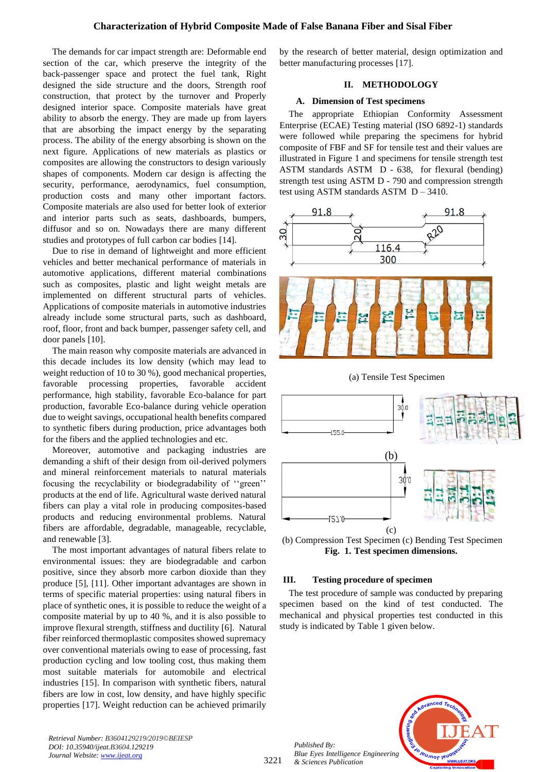The demands for car impact strength are: Deformable end section of the car, which preserve the integrity of the back-passenger space and protect the fuel tank, Right designed the side structure and the doors, Strength roof construction, that protect by the turnover and Properly designed interior space. Composite materials have great ability to absorb the energy. They are made up from layers that are absorbing the impact energy by the separating process. The ability of the energy absorbing is shown on the next figure. Applications of new materials as plastics or composites are allowing the constructors to design variously shapes of components. Modern car design is affecting the security, performance, aerodynamics, fuel consumption, production costs and many other important factors. Composite materials are also used for better look of exterior and interior parts such as seats, dashboards, bumpers, diffusor and so on. Nowadays there are many different studies and prototypes of full carbon car bodies [14].

Due to rise in demand of lightweight and more efficient vehicles and better mechanical performance of materials in automotive applications, different material combinations such as composites, plastic and light weight metals are implemented on different structural parts of vehicles. Applications of composite materials in automotive industries already include some structural parts, such as dashboard, roof, floor, front and back bumper, passenger safety cell, and door panels [10].

The main reason why composite materials are advanced in this decade includes its low density (which may lead to weight reduction of 10 to 30 %), good mechanical properties, favorable processing properties, favorable accident performance, high stability, favorable Eco-balance for part production, favorable Eco-balance during vehicle operation due to weight savings, occupational health benefits compared to synthetic fibers during production, price advantages both for the fibers and the applied technologies and etc.

Moreover, automotive and packaging industries are demanding a shift of their design from oil-derived polymers and mineral reinforcement materials to natural materials focusing the recyclability or biodegradability of ''green'' products at the end of life. Agricultural waste derived natural fibers can play a vital role in producing composites-based products and reducing environmental problems. Natural fibers are affordable, degradable, manageable, recyclable, and renewable [3].

The most important advantages of natural fibers relate to environmental issues: they are biodegradable and carbon positive, since they absorb more carbon dioxide than they produce [5], [11]. Other important advantages are shown in terms of specific material properties: using natural fibers in place of synthetic ones, it is possible to reduce the weight of a composite material by up to 40 %, and it is also possible to improve flexural strength, stiffness and ductility [6]. Natural fiber reinforced thermoplastic composites showed supremacy over conventional materials owing to ease of processing, fast production cycling and low tooling cost, thus making them most suitable materials for automobile and electrical industries [15]. In comparison with synthetic fibers, natural fibers are low in cost, low density, and have highly specific properties [17]. Weight reduction can be achieved primarily by the research of better material, design optimization and better manufacturing processes [17].

## II. METHODOLOGY

### A. Dimension of Test specimens

The appropriate Ethiopian Conformity Assessment Enterprise (ECAE) Testing material (ISO 6892-1) standards were followed while preparing the specimens for hybrid composite of FBF and SF for tensile test and their values are illustrated in Figure 1 and specimens for tensile strength test ASTM standards ASTM D - 638, for flexural (bending) strength test using ASTM D - 790 and compression strength test using ASTM standards ASTM D – 3410.

(a) Tensile Test Specimen

(b) Compression Test Specimen (c) Bending Test Specimen

**Fig. 1. Test specimen dimensions.**

## III. Testing procedure of specimen

The test procedure of sample was conducted by preparing specimen based on the kind of test conducted. The mechanical and physical properties test conducted in this study is indicated by Table 1 given below.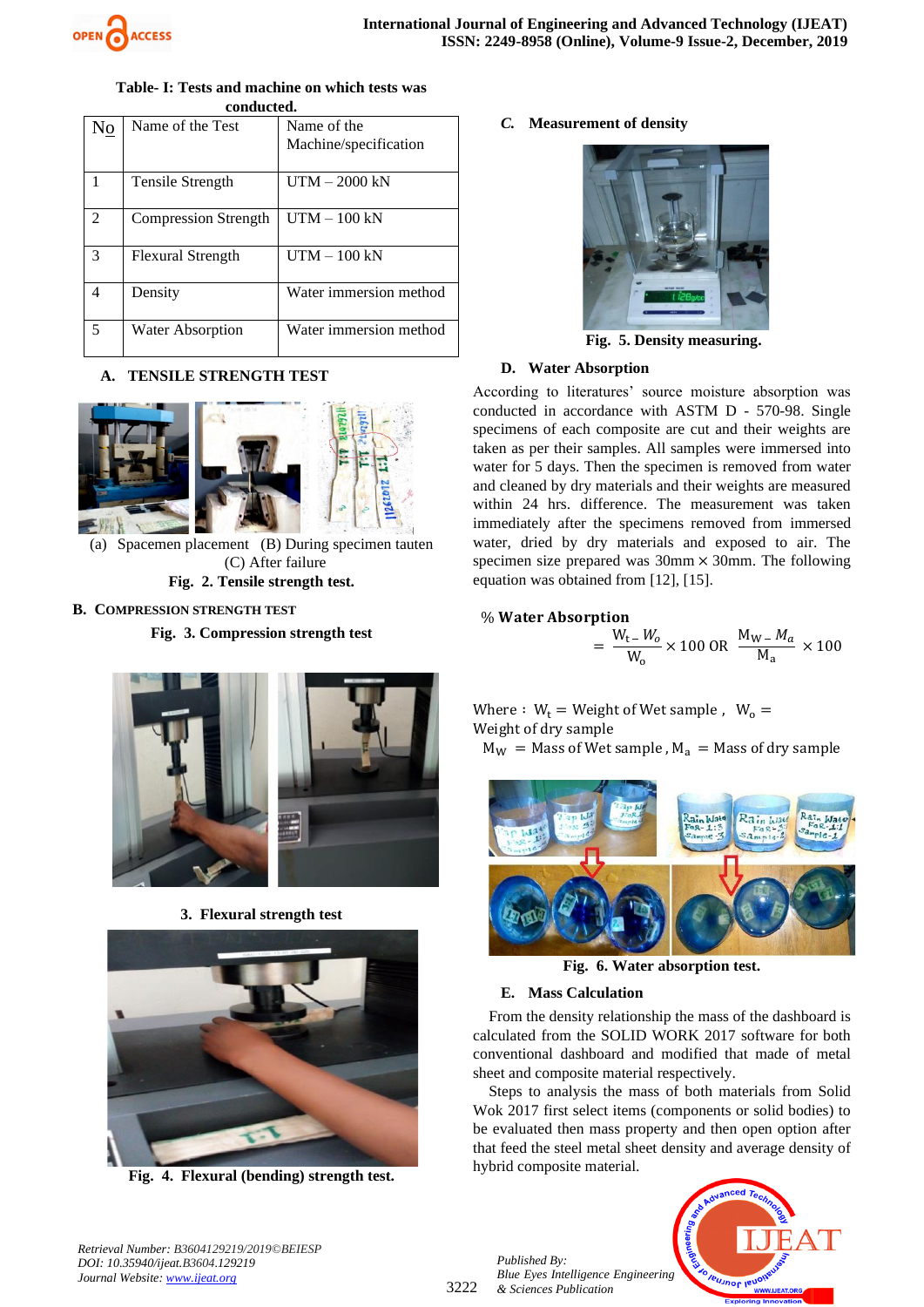**Table- I: Tests and machine on which tests was conducted.**

| No | Name of the Test | Name of the Machine/specification |
|---|---|---|
| 1 | Tensile Strength | UTM – 2000 kN |
| 2 | Compression Strength | UTM – 100 kN |
| 3 | Flexural Strength | UTM – 100 kN |
| 4 | Density | Water immersion method |
| 5 | Water Absorption | Water immersion method |

### A. TENSILE STRENGTH TEST

(a) Spacemen placement (B) During specimen tauten (C) After failure

**Fig. 2. Tensile strength test.**

### B. COMPRESSION STRENGTH TEST

**Fig. 3. Compression strength test**

### 3. Flexural strength test

**Fig. 4. Flexural (bending) strength test.**

### C. Measurement of density

**Fig. 5. Density measuring.**

### D. Water Absorption

According to literatures' source moisture absorption was conducted in accordance with ASTM D - 570-98. Single specimens of each composite are cut and their weights are taken as per their samples. All samples were immersed into water for 5 days. Then the specimen is removed from water and cleaned by dry materials and their weights are measured within 24 hrs. difference. The measurement was taken immediately after the specimens removed from immersed water, dried by dry materials and exposed to air. The specimen size prepared was 30mm × 30mm. The following equation was obtained from [12], [15].

**% Water Absorption**

$$= \frac{W_t - W_o}{W_o} \times 100 \text{ OR } \frac{M_W - M_a}{M_a} \times 100$$

Where : $W_t$ = Weight of Wet sample , $W_o$ = Weight of dry sample
$M_W$ = Mass of Wet sample , $M_a$ = Mass of dry sample

**Fig. 6. Water absorption test.**

### E. Mass Calculation

From the density relationship the mass of the dashboard is calculated from the SOLID WORK 2017 software for both conventional dashboard and modified that made of metal sheet and composite material respectively.

Steps to analysis the mass of both materials from Solid Wok 2017 first select items (components or solid bodies) to be evaluated then mass property and then open option after that feed the steel metal sheet density and average density of hybrid composite material.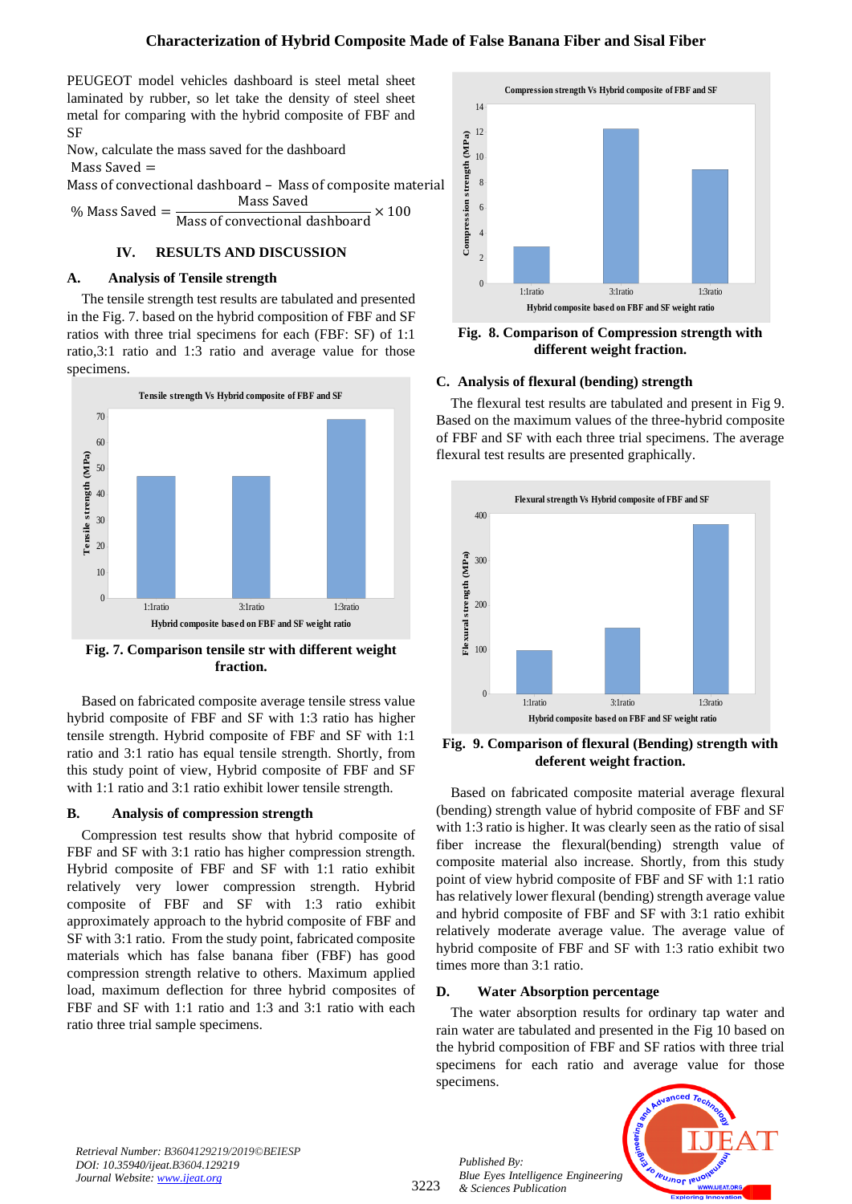PEUGEOT model vehicles dashboard is steel metal sheet laminated by rubber, so let take the density of steel sheet metal for comparing with the hybrid composite of FBF and SF

Now, calculate the mass saved for the dashboard

$$\text{Mass Saved} = \text{Mass of convectional dashboard} - \text{Mass of composite material}$$

$$\%\ \text{Mass Saved} = \frac{\text{Mass Saved}}{\text{Mass of convectional dashboard}} \times 100$$

## IV. RESULTS AND DISCUSSION

### A. Analysis of Tensile strength

The tensile strength test results are tabulated and presented in the Fig. 7. based on the hybrid composition of FBF and SF ratios with three trial specimens for each (FBF: SF) of 1:1 ratio,3:1 ratio and 1:3 ratio and average value for those specimens.

**Fig. 7. Comparison tensile str with different weight fraction.**

Based on fabricated composite average tensile stress value hybrid composite of FBF and SF with 1:3 ratio has higher tensile strength. Hybrid composite of FBF and SF with 1:1 ratio and 3:1 ratio has equal tensile strength. Shortly, from this study point of view, Hybrid composite of FBF and SF with 1:1 ratio and 3:1 ratio exhibit lower tensile strength.

### B. Analysis of compression strength

Compression test results show that hybrid composite of FBF and SF with 3:1 ratio has higher compression strength. Hybrid composite of FBF and SF with 1:1 ratio exhibit relatively very lower compression strength. Hybrid composite of FBF and SF with 1:3 ratio exhibit approximately approach to the hybrid composite of FBF and SF with 3:1 ratio. From the study point, fabricated composite materials which has false banana fiber (FBF) has good compression strength relative to others. Maximum applied load, maximum deflection for three hybrid composites of FBF and SF with 1:1 ratio and 1:3 and 3:1 ratio with each ratio three trial sample specimens.

**Fig. 8. Comparison of Compression strength with different weight fraction.**

### C. Analysis of flexural (bending) strength

The flexural test results are tabulated and present in Fig 9. Based on the maximum values of the three-hybrid composite of FBF and SF with each three trial specimens. The average flexural test results are presented graphically.

**Fig. 9. Comparison of flexural (Bending) strength with deferent weight fraction.**

Based on fabricated composite material average flexural (bending) strength value of hybrid composite of FBF and SF with 1:3 ratio is higher. It was clearly seen as the ratio of sisal fiber increase the flexural(bending) strength value of composite material also increase. Shortly, from this study point of view hybrid composite of FBF and SF with 1:1 ratio has relatively lower flexural (bending) strength average value and hybrid composite of FBF and SF with 3:1 ratio exhibit relatively moderate average value. The average value of hybrid composite of FBF and SF with 1:3 ratio exhibit two times more than 3:1 ratio.

### D. Water Absorption percentage

The water absorption results for ordinary tap water and rain water are tabulated and presented in the Fig 10 based on the hybrid composition of FBF and SF ratios with three trial specimens for each ratio and average value for those specimens.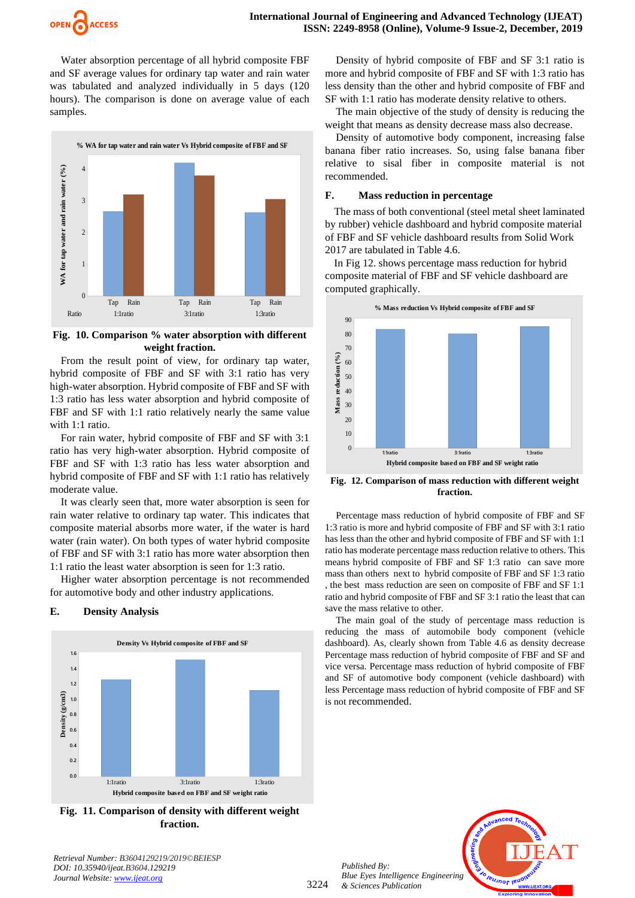Water absorption percentage of all hybrid composite FBF and SF average values for ordinary tap water and rain water was tabulated and analyzed individually in 5 days (120 hours). The comparison is done on average value of each samples.

**Fig. 10. Comparison % water absorption with different weight fraction.**

From the result point of view, for ordinary tap water, hybrid composite of FBF and SF with 3:1 ratio has very high-water absorption. Hybrid composite of FBF and SF with 1:3 ratio has less water absorption and hybrid composite of FBF and SF with 1:1 ratio relatively nearly the same value with 1:1 ratio.

For rain water, hybrid composite of FBF and SF with 3:1 ratio has very high-water absorption. Hybrid composite of FBF and SF with 1:3 ratio has less water absorption and hybrid composite of FBF and SF with 1:1 ratio has relatively moderate value.

It was clearly seen that, more water absorption is seen for rain water relative to ordinary tap water. This indicates that composite material absorbs more water, if the water is hard water (rain water). On both types of water hybrid composite of FBF and SF with 3:1 ratio has more water absorption then 1:1 ratio the least water absorption is seen for 1:3 ratio.

Higher water absorption percentage is not recommended for automotive body and other industry applications.

### E. Density Analysis

**Fig. 11. Comparison of density with different weight fraction.**

Density of hybrid composite of FBF and SF 3:1 ratio is more and hybrid composite of FBF and SF with 1:3 ratio has less density than the other and hybrid composite of FBF and SF with 1:1 ratio has moderate density relative to others.

The main objective of the study of density is reducing the weight that means as density decrease mass also decrease.

Density of automotive body component, increasing false banana fiber ratio increases. So, using false banana fiber relative to sisal fiber in composite material is not recommended.

### F. Mass reduction in percentage

The mass of both conventional (steel metal sheet laminated by rubber) vehicle dashboard and hybrid composite material of FBF and SF vehicle dashboard results from Solid Work 2017 are tabulated in Table 4.6.

In Fig 12. shows percentage mass reduction for hybrid composite material of FBF and SF vehicle dashboard are computed graphically.

**Fig. 12. Comparison of mass reduction with different weight fraction.**

Percentage mass reduction of hybrid composite of FBF and SF 1:3 ratio is more and hybrid composite of FBF and SF with 3:1 ratio has less than the other and hybrid composite of FBF and SF with 1:1 ratio has moderate percentage mass reduction relative to others. This means hybrid composite of FBF and SF 1:3 ratio can save more mass than others next to hybrid composite of FBF and SF 1:3 ratio , the best mass reduction are seen on composite of FBF and SF 1:1 ratio and hybrid composite of FBF and SF 3:1 ratio the least that can save the mass relative to other.

The main goal of the study of percentage mass reduction is reducing the mass of automobile body component (vehicle dashboard). As, clearly shown from Table 4.6 as density decrease Percentage mass reduction of hybrid composite of FBF and SF and vice versa. Percentage mass reduction of hybrid composite of FBF and SF of automotive body component (vehicle dashboard) with less Percentage mass reduction of hybrid composite of FBF and SF is not recommended.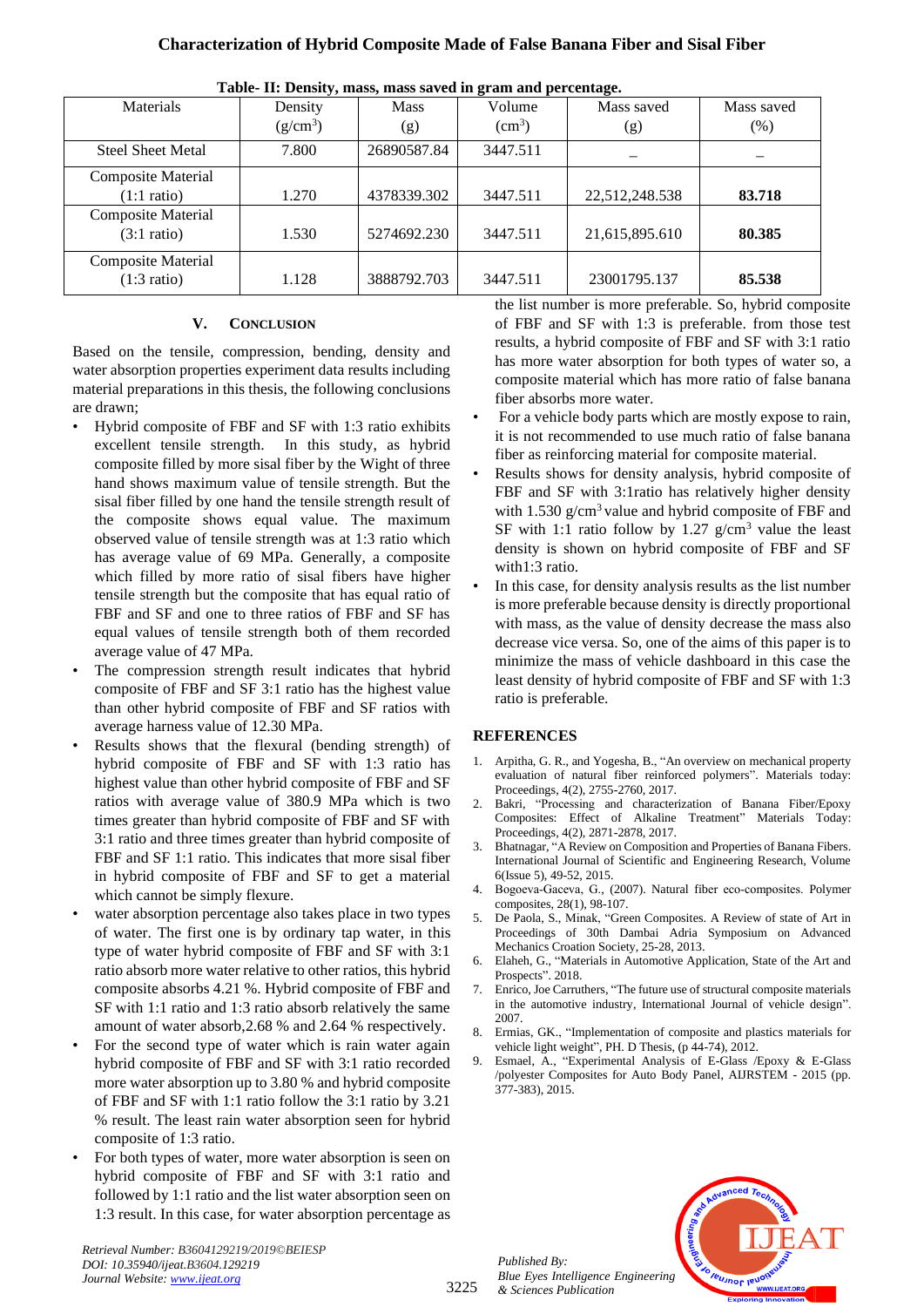**Table- II: Density, mass, mass saved in gram and percentage.**

| Materials | Density ($g/cm^3$) | Mass (g) | Volume ($cm^3$) | Mass saved (g) | Mass saved (%) |
|---|---|---|---|---|---|
| Steel Sheet Metal | 7.800 | 26890587.84 | 3447.511 | – | – |
| Composite Material (1:1 ratio) | 1.270 | 4378339.302 | 3447.511 | 22,512,248.538 | **83.718** |
| Composite Material (3:1 ratio) | 1.530 | 5274692.230 | 3447.511 | 21,615,895.610 | **80.385** |
| Composite Material (1:3 ratio) | 1.128 | 3888792.703 | 3447.511 | 23001795.137 | **85.538** |

## V. CONCLUSION

Based on the tensile, compression, bending, density and water absorption properties experiment data results including material preparations in this thesis, the following conclusions are drawn;

- Hybrid composite of FBF and SF with 1:3 ratio exhibits excellent tensile strength. In this study, as hybrid composite filled by more sisal fiber by the Wight of three hand shows maximum value of tensile strength. But the sisal fiber filled by one hand the tensile strength result of the composite shows equal value. The maximum observed value of tensile strength was at 1:3 ratio which has average value of 69 MPa. Generally, a composite which filled by more ratio of sisal fibers have higher tensile strength but the composite that has equal ratio of FBF and SF and one to three ratios of FBF and SF has equal values of tensile strength both of them recorded average value of 47 MPa.
- The compression strength result indicates that hybrid composite of FBF and SF 3:1 ratio has the highest value than other hybrid composite of FBF and SF ratios with average harness value of 12.30 MPa.
- Results shows that the flexural (bending strength) of hybrid composite of FBF and SF with 1:3 ratio has highest value than other hybrid composite of FBF and SF ratios with average value of 380.9 MPa which is two times greater than hybrid composite of FBF and SF with 3:1 ratio and three times greater than hybrid composite of FBF and SF 1:1 ratio. This indicates that more sisal fiber in hybrid composite of FBF and SF to get a material which cannot be simply flexure.
- water absorption percentage also takes place in two types of water. The first one is by ordinary tap water, in this type of water hybrid composite of FBF and SF with 3:1 ratio absorb more water relative to other ratios, this hybrid composite absorbs 4.21 %. Hybrid composite of FBF and SF with 1:1 ratio and 1:3 ratio absorb relatively the same amount of water absorb,2.68 % and 2.64 % respectively.
- For the second type of water which is rain water again hybrid composite of FBF and SF with 3:1 ratio recorded more water absorption up to 3.80 % and hybrid composite of FBF and SF with 1:1 ratio follow the 3:1 ratio by 3.21 % result. The least rain water absorption seen for hybrid composite of 1:3 ratio.
- For both types of water, more water absorption is seen on hybrid composite of FBF and SF with 3:1 ratio and followed by 1:1 ratio and the list water absorption seen on 1:3 result. In this case, for water absorption percentage as the list number is more preferable. So, hybrid composite of FBF and SF with 1:3 is preferable. from those test results, a hybrid composite of FBF and SF with 3:1 ratio has more water absorption for both types of water so, a composite material which has more ratio of false banana fiber absorbs more water.
- For a vehicle body parts which are mostly expose to rain, it is not recommended to use much ratio of false banana fiber as reinforcing material for composite material.
- Results shows for density analysis, hybrid composite of FBF and SF with 3:1ratio has relatively higher density with 1.530 $g/cm^3$ value and hybrid composite of FBF and SF with 1:1 ratio follow by 1.27 $g/cm^3$ value the least density is shown on hybrid composite of FBF and SF with1:3 ratio.
- In this case, for density analysis results as the list number is more preferable because density is directly proportional with mass, as the value of density decrease the mass also decrease vice versa. So, one of the aims of this paper is to minimize the mass of vehicle dashboard in this case the least density of hybrid composite of FBF and SF with 1:3 ratio is preferable.

## REFERENCES

1. Arpitha, G. R., and Yogesha, B., "An overview on mechanical property evaluation of natural fiber reinforced polymers". Materials today: Proceedings, 4(2), 2755-2760, 2017.
2. Bakri, "Processing and characterization of Banana Fiber/Epoxy Composites: Effect of Alkaline Treatment" Materials Today: Proceedings, 4(2), 2871-2878, 2017.
3. Bhatnagar, "A Review on Composition and Properties of Banana Fibers. International Journal of Scientific and Engineering Research, Volume 6(Issue 5), 49-52, 2015.
4. Bogoeva-Gaceva, G., (2007). Natural fiber eco-composites. Polymer composites, 28(1), 98-107.
5. De Paola, S., Minak, "Green Composites. A Review of state of Art in Proceedings of 30th Dambai Adria Symposium on Advanced Mechanics Croation Society, 25-28, 2013.
6. Elaheh, G., "Materials in Automotive Application, State of the Art and Prospects". 2018.
7. Enrico, Joe Carruthers, "The future use of structural composite materials in the automotive industry, International Journal of vehicle design". 2007.
8. Ermias, GK., "Implementation of composite and plastics materials for vehicle light weight", PH. D Thesis, (p 44-74), 2012.
9. Esmael, A., "Experimental Analysis of E-Glass /Epoxy & E-Glass /polyester Composites for Auto Body Panel, AIJRSTEM - 2015 (pp. 377-383), 2015.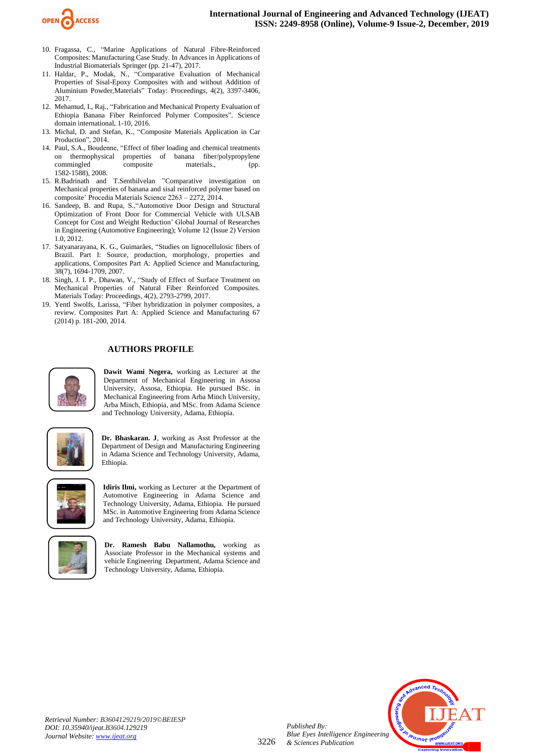10. Fragassa, C., "Marine Applications of Natural Fibre-Reinforced Composites: Manufacturing Case Study. In Advances in Applications of Industrial Biomaterials Springer (pp. 21-47), 2017.
11. Haldar, P., Modak, N., "Comparative Evaluation of Mechanical Properties of Sisal-Epoxy Composites with and without Addition of Aluminium Powder,Materials" Today: Proceedings, 4(2), 3397-3406, 2017.
12. Mehamud, I., Raj., "Fabrication and Mechanical Property Evaluation of Ethiopia Banana Fiber Reinforced Polymer Composites". Science domain international, 1-10, 2016.
13. Michal, D. and Stefan, K., "Composite Materials Application in Car Production", 2014.
14. Paul, S.A., Boudenne, "Effect of fiber loading and chemical treatments on thermophysical properties of banana fiber/polypropylene commingled composite materials., (pp. 1582-1588), 2008.
15. R.Badrinath and T.Senthilvelan "Comparative investigation on Mechanical properties of banana and sisal reinforced polymer based on composite' Procedia Materials Science 2263 – 2272, 2014.
16. Sandeep, B. and Rupa, S.,"Automotive Door Design and Structural Optimization of Front Door for Commercial Vehicle with ULSAB Concept for Cost and Weight Reduction' Global Journal of Researches in Engineering (Automotive Engineering); Volume 12 (Issue 2) Version 1.0, 2012.
17. Satyanarayana, K. G., Guimarães, "Studies on lignocellulosic fibers of Brazil. Part I: Source, production, morphology, properties and applications, Composites Part A: Applied Science and Manufacturing, 38(7), 1694-1709, 2007.
18. Singh, J. I. P., Dhawan, V., "Study of Effect of Surface Treatment on Mechanical Properties of Natural Fiber Reinforced Composites. Materials Today: Proceedings, 4(2), 2793-2799, 2017.
19. Yentl Swolfs, Larissa, "Fiber hybridization in polymer composites, a review. Composites Part A: Applied Science and Manufacturing 67 (2014) p. 181-200, 2014.

## AUTHORS PROFILE

**Dawit Wami Negera,** working as Lecturer at the Department of Mechanical Engineering in Assosa University, Assosa, Ethiopia. He pursued BSc. in Mechanical Engineering from Arba Minch University, Arba Minch, Ethiopia, and MSc. from Adama Science and Technology University, Adama, Ethiopia.

**Dr. Bhaskaran. J**, working as Asst Professor at the Department of Design and Manufacturing Engineering in Adama Science and Technology University, Adama, Ethiopia.

**Idiris Ilmi,** working as Lecturer at the Department of Automotive Engineering in Adama Science and Technology University, Adama, Ethiopia. He pursued MSc. in Automotive Engineering from Adama Science and Technology University, Adama, Ethiopia.

**Dr. Ramesh Babu Nallamothu,** working as Associate Professor in the Mechanical systems and vehicle Engineering Department, Adama Science and Technology University, Adama, Ethiopia.